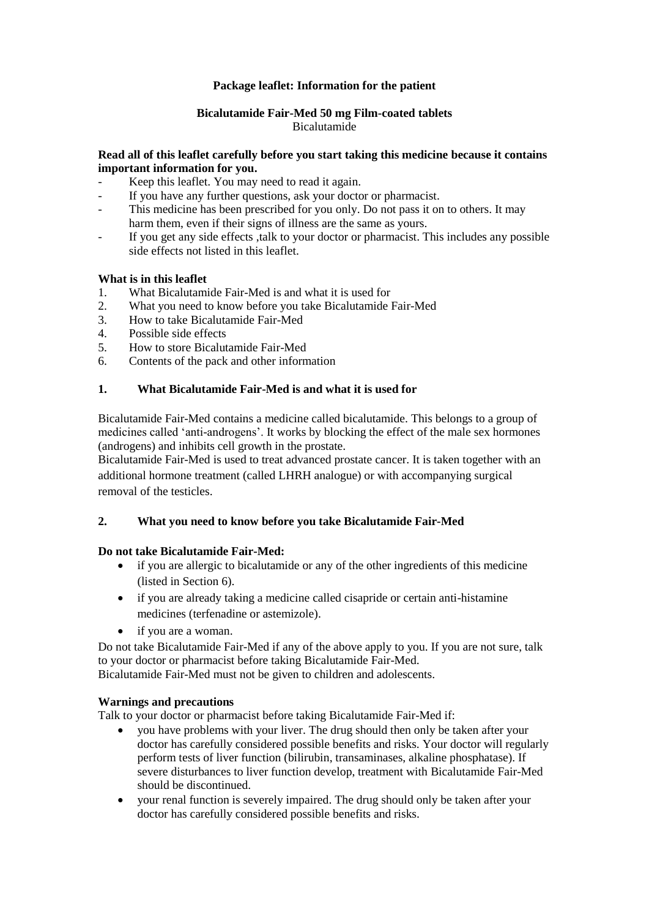**Package leaflet: Information for the patient**

**Bicalutamide Fair-Med 50 mg Film-coated tablets**
Bicalutamide

**Read all of this leaflet carefully before you start taking this medicine because it contains important information for you.**

- Keep this leaflet. You may need to read it again.
- If you have any further questions, ask your doctor or pharmacist.
- This medicine has been prescribed for you only. Do not pass it on to others. It may harm them, even if their signs of illness are the same as yours.
- If you get any side effects ,talk to your doctor or pharmacist. This includes any possible side effects not listed in this leaflet.

**What is in this leaflet**

1. What Bicalutamide Fair-Med is and what it is used for
2. What you need to know before you take Bicalutamide Fair-Med
3. How to take Bicalutamide Fair-Med
4. Possible side effects
5. How to store Bicalutamide Fair-Med
6. Contents of the pack and other information

## 1. What Bicalutamide Fair-Med is and what it is used for

Bicalutamide Fair-Med contains a medicine called bicalutamide. This belongs to a group of medicines called 'anti-androgens'. It works by blocking the effect of the male sex hormones (androgens) and inhibits cell growth in the prostate.
Bicalutamide Fair-Med is used to treat advanced prostate cancer. It is taken together with an additional hormone treatment (called LHRH analogue) or with accompanying surgical removal of the testicles.

## 2. What you need to know before you take Bicalutamide Fair-Med

**Do not take Bicalutamide Fair-Med:**

- if you are allergic to bicalutamide or any of the other ingredients of this medicine (listed in Section 6).
- if you are already taking a medicine called cisapride or certain anti-histamine medicines (terfenadine or astemizole).
- if you are a woman.

Do not take Bicalutamide Fair-Med if any of the above apply to you. If you are not sure, talk to your doctor or pharmacist before taking Bicalutamide Fair-Med.
Bicalutamide Fair-Med must not be given to children and adolescents.

**Warnings and precautions**

Talk to your doctor or pharmacist before taking Bicalutamide Fair-Med if:

- you have problems with your liver. The drug should then only be taken after your doctor has carefully considered possible benefits and risks. Your doctor will regularly perform tests of liver function (bilirubin, transaminases, alkaline phosphatase). If severe disturbances to liver function develop, treatment with Bicalutamide Fair-Med should be discontinued.
- your renal function is severely impaired. The drug should only be taken after your doctor has carefully considered possible benefits and risks.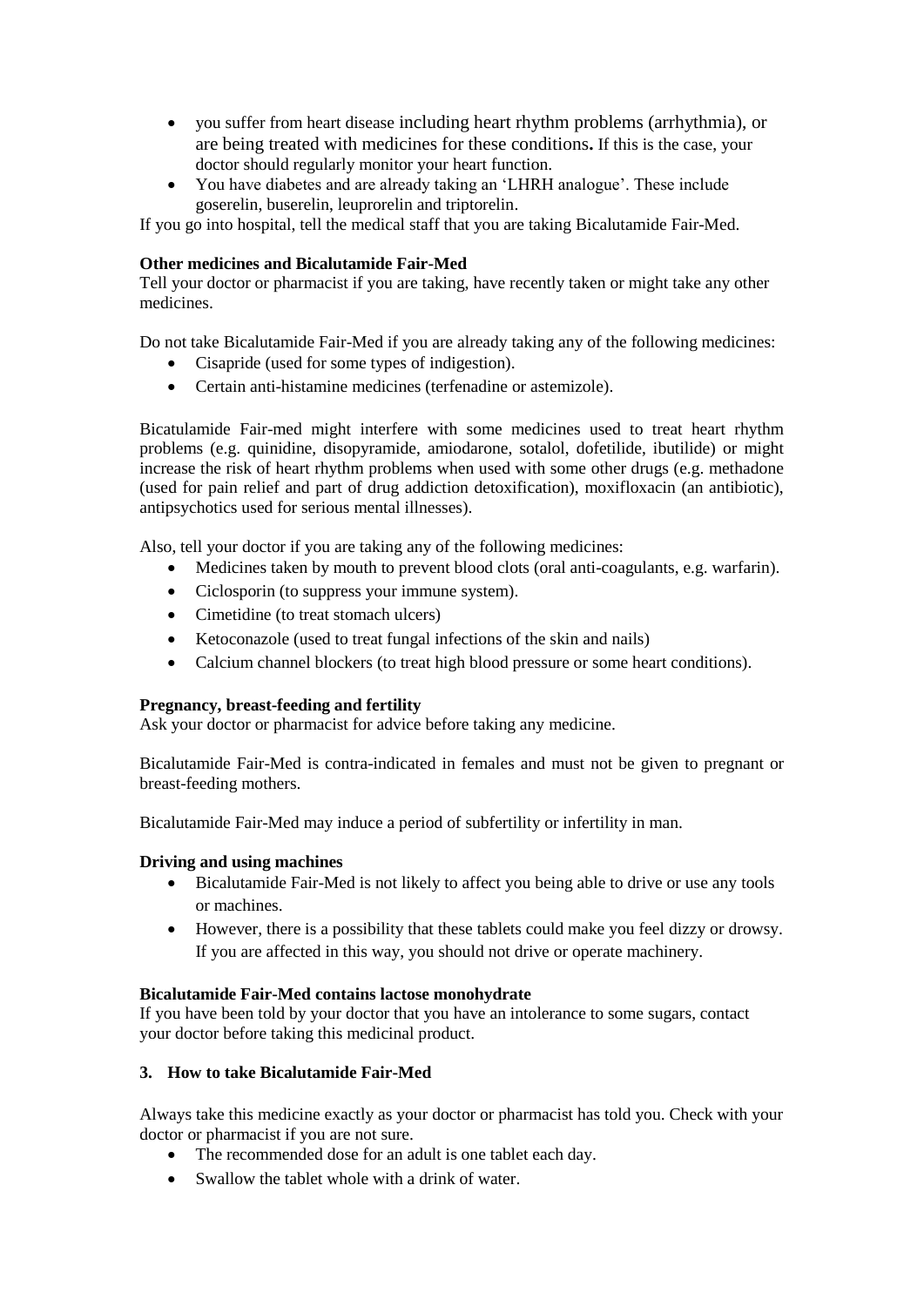- you suffer from heart disease including heart rhythm problems (arrhythmia), or are being treated with medicines for these conditions**.** If this is the case, your doctor should regularly monitor your heart function.
- You have diabetes and are already taking an 'LHRH analogue'. These include goserelin, buserelin, leuprorelin and triptorelin.

If you go into hospital, tell the medical staff that you are taking Bicalutamide Fair-Med.

**Other medicines and Bicalutamide Fair-Med**

Tell your doctor or pharmacist if you are taking, have recently taken or might take any other medicines.

Do not take Bicalutamide Fair-Med if you are already taking any of the following medicines:

- Cisapride (used for some types of indigestion).
- Certain anti-histamine medicines (terfenadine or astemizole).

Bicatulamide Fair-med might interfere with some medicines used to treat heart rhythm problems (e.g. quinidine, disopyramide, amiodarone, sotalol, dofetilide, ibutilide) or might increase the risk of heart rhythm problems when used with some other drugs (e.g. methadone (used for pain relief and part of drug addiction detoxification), moxifloxacin (an antibiotic), antipsychotics used for serious mental illnesses).

Also, tell your doctor if you are taking any of the following medicines:

- Medicines taken by mouth to prevent blood clots (oral anti-coagulants, e.g. warfarin).
- Ciclosporin (to suppress your immune system).
- Cimetidine (to treat stomach ulcers)
- Ketoconazole (used to treat fungal infections of the skin and nails)
- Calcium channel blockers (to treat high blood pressure or some heart conditions).

**Pregnancy, breast-feeding and fertility**

Ask your doctor or pharmacist for advice before taking any medicine.

Bicalutamide Fair-Med is contra-indicated in females and must not be given to pregnant or breast-feeding mothers.

Bicalutamide Fair-Med may induce a period of subfertility or infertility in man.

**Driving and using machines**

- Bicalutamide Fair-Med is not likely to affect you being able to drive or use any tools or machines.
- However, there is a possibility that these tablets could make you feel dizzy or drowsy. If you are affected in this way, you should not drive or operate machinery.

**Bicalutamide Fair-Med contains lactose monohydrate**

If you have been told by your doctor that you have an intolerance to some sugars, contact your doctor before taking this medicinal product.

**3. How to take Bicalutamide Fair-Med**

Always take this medicine exactly as your doctor or pharmacist has told you. Check with your doctor or pharmacist if you are not sure.

- The recommended dose for an adult is one tablet each day.
- Swallow the tablet whole with a drink of water.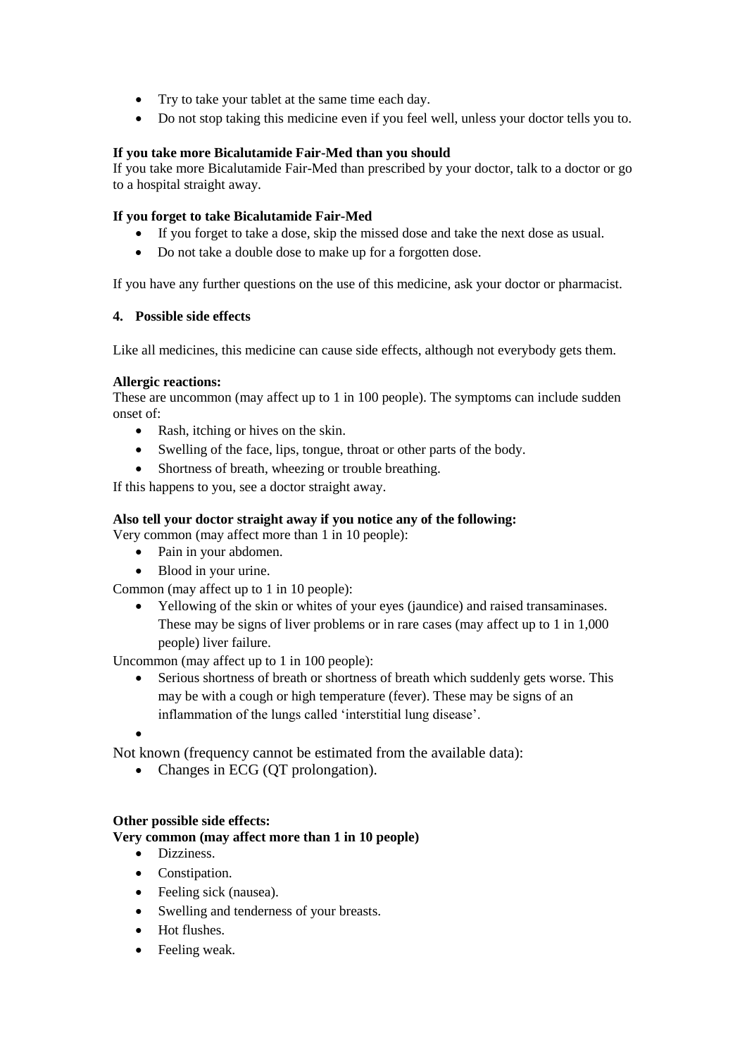- Try to take your tablet at the same time each day.
- Do not stop taking this medicine even if you feel well, unless your doctor tells you to.

**If you take more Bicalutamide Fair-Med than you should**

If you take more Bicalutamide Fair-Med than prescribed by your doctor, talk to a doctor or go to a hospital straight away.

**If you forget to take Bicalutamide Fair-Med**

- If you forget to take a dose, skip the missed dose and take the next dose as usual.
- Do not take a double dose to make up for a forgotten dose.

If you have any further questions on the use of this medicine, ask your doctor or pharmacist.

## 4. Possible side effects

Like all medicines, this medicine can cause side effects, although not everybody gets them.

**Allergic reactions:**

These are uncommon (may affect up to 1 in 100 people). The symptoms can include sudden onset of:

- Rash, itching or hives on the skin.
- Swelling of the face, lips, tongue, throat or other parts of the body.
- Shortness of breath, wheezing or trouble breathing.

If this happens to you, see a doctor straight away.

**Also tell your doctor straight away if you notice any of the following:**

Very common (may affect more than 1 in 10 people):

- Pain in your abdomen.
- Blood in your urine.

Common (may affect up to 1 in 10 people):

- Yellowing of the skin or whites of your eyes (jaundice) and raised transaminases. These may be signs of liver problems or in rare cases (may affect up to 1 in 1,000 people) liver failure.

Uncommon (may affect up to 1 in 100 people):

- Serious shortness of breath or shortness of breath which suddenly gets worse. This may be with a cough or high temperature (fever). These may be signs of an inflammation of the lungs called 'interstitial lung disease'.

Not known (frequency cannot be estimated from the available data):

- Changes in ECG (QT prolongation).

**Other possible side effects:**

**Very common (may affect more than 1 in 10 people)**

- Dizziness.
- Constipation.
- Feeling sick (nausea).
- Swelling and tenderness of your breasts.
- Hot flushes.
- Feeling weak.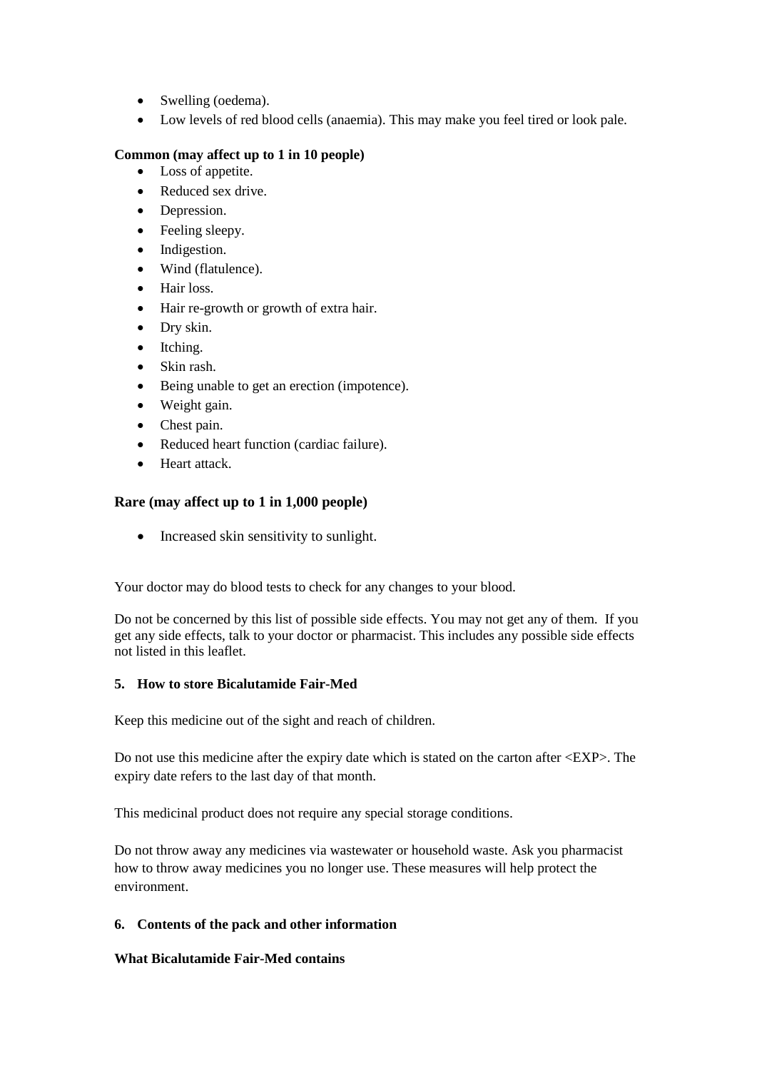- Swelling (oedema).
- Low levels of red blood cells (anaemia). This may make you feel tired or look pale.

**Common (may affect up to 1 in 10 people)**

- Loss of appetite.
- Reduced sex drive.
- Depression.
- Feeling sleepy.
- Indigestion.
- Wind (flatulence).
- Hair loss.
- Hair re-growth or growth of extra hair.
- Dry skin.
- Itching.
- Skin rash.
- Being unable to get an erection (impotence).
- Weight gain.
- Chest pain.
- Reduced heart function (cardiac failure).
- Heart attack.

**Rare (may affect up to 1 in 1,000 people)**

- Increased skin sensitivity to sunlight.

Your doctor may do blood tests to check for any changes to your blood.

Do not be concerned by this list of possible side effects. You may not get any of them. If you get any side effects, talk to your doctor or pharmacist. This includes any possible side effects not listed in this leaflet.

## 5. How to store Bicalutamide Fair-Med

Keep this medicine out of the sight and reach of children.

Do not use this medicine after the expiry date which is stated on the carton after <EXP>. The expiry date refers to the last day of that month.

This medicinal product does not require any special storage conditions.

Do not throw away any medicines via wastewater or household waste. Ask you pharmacist how to throw away medicines you no longer use. These measures will help protect the environment.

## 6. Contents of the pack and other information

**What Bicalutamide Fair-Med contains**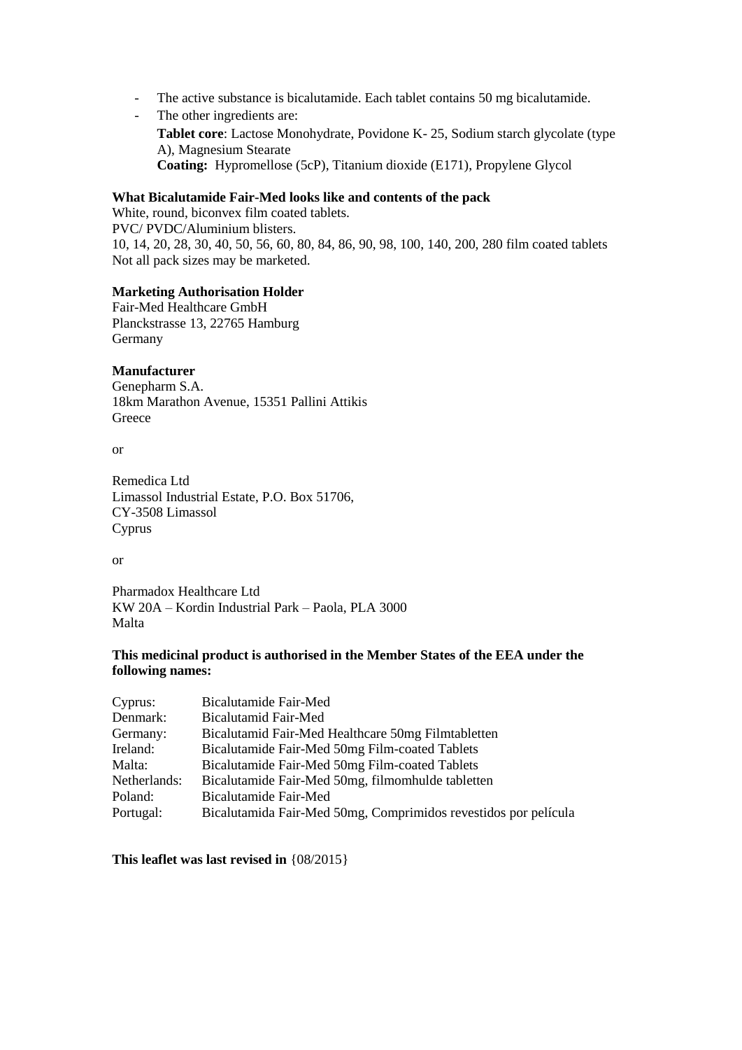- The active substance is bicalutamide. Each tablet contains 50 mg bicalutamide.
- The other ingredients are:

  **Tablet core**: Lactose Monohydrate, Povidone K- 25, Sodium starch glycolate (type A), Magnesium Stearate

  **Coating:** Hypromellose (5cP), Titanium dioxide (E171), Propylene Glycol

**What Bicalutamide Fair-Med looks like and contents of the pack**

White, round, biconvex film coated tablets.
PVC/ PVDC/Aluminium blisters.
10, 14, 20, 28, 30, 40, 50, 56, 60, 80, 84, 86, 90, 98, 100, 140, 200, 280 film coated tablets
Not all pack sizes may be marketed.

**Marketing Authorisation Holder**

Fair-Med Healthcare GmbH
Planckstrasse 13, 22765 Hamburg
Germany

**Manufacturer**

Genepharm S.A.
18km Marathon Avenue, 15351 Pallini Attikis
Greece

or

Remedica Ltd
Limassol Industrial Estate, P.O. Box 51706,
CY-3508 Limassol
Cyprus

or

Pharmadox Healthcare Ltd
KW 20A – Kordin Industrial Park – Paola, PLA 3000
Malta

**This medicinal product is authorised in the Member States of the EEA under the following names:**

| | |
|---|---|
| Cyprus: | Bicalutamide Fair-Med |
| Denmark: | Bicalutamid Fair-Med |
| Germany: | Bicalutamid Fair-Med Healthcare 50mg Filmtabletten |
| Ireland: | Bicalutamide Fair-Med 50mg Film-coated Tablets |
| Malta: | Bicalutamide Fair-Med 50mg Film-coated Tablets |
| Netherlands: | Bicalutamide Fair-Med 50mg, filmomhulde tabletten |
| Poland: | Bicalutamide Fair-Med |
| Portugal: | Bicalutamida Fair-Med 50mg, Comprimidos revestidos por película |

**This leaflet was last revised in** {08/2015}